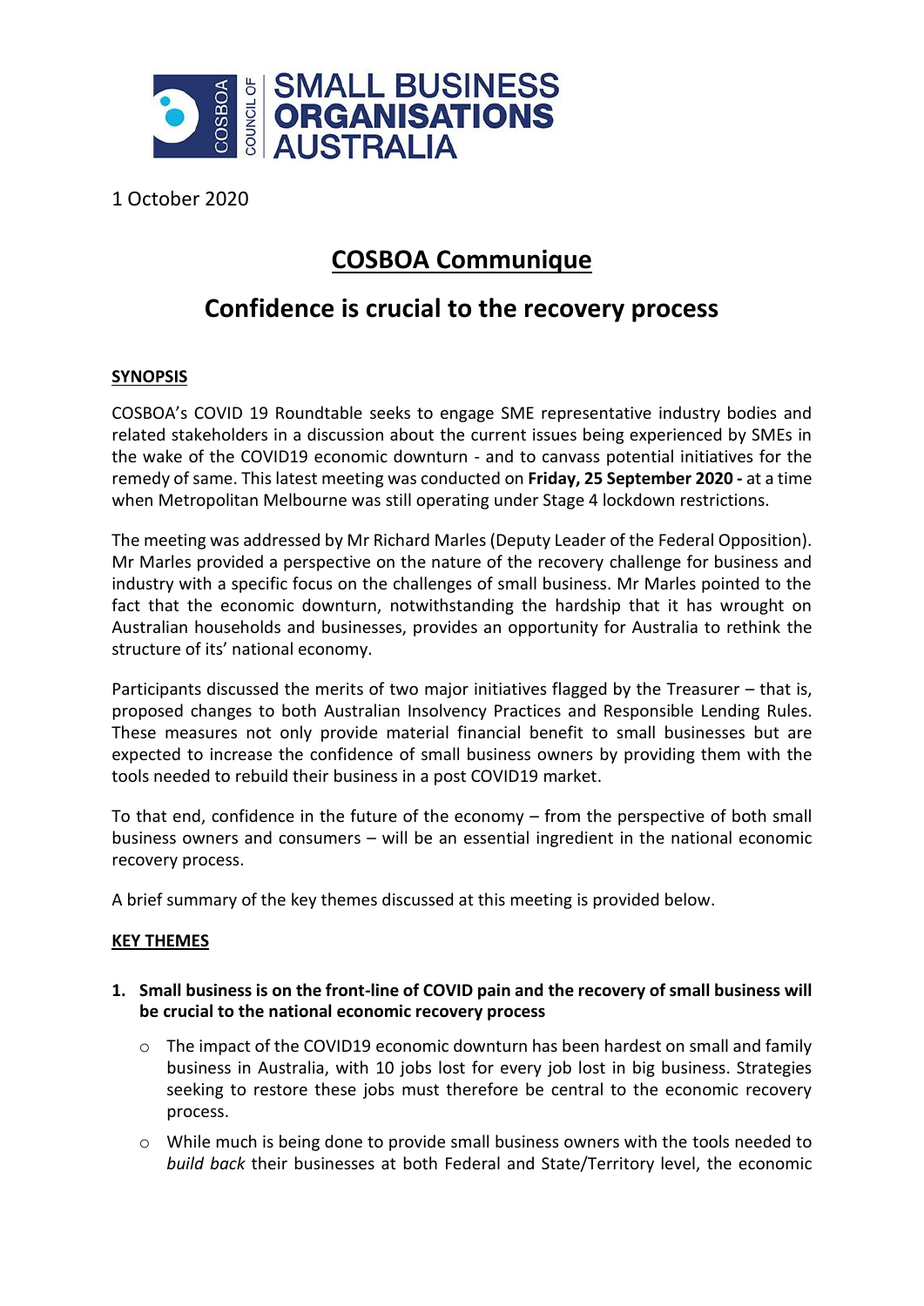1 October 2020

# COSBOA Communique

## Confidence is crucial to the recovery process

**SYNOPSIS**

COSBOA's COVID 19 Roundtable seeks to engage SME representative industry bodies and related stakeholders in a discussion about the current issues being experienced by SMEs in the wake of the COVID19 economic downturn - and to canvass potential initiatives for the remedy of same. This latest meeting was conducted on **Friday, 25 September 2020 -** at a time when Metropolitan Melbourne was still operating under Stage 4 lockdown restrictions.

The meeting was addressed by Mr Richard Marles (Deputy Leader of the Federal Opposition). Mr Marles provided a perspective on the nature of the recovery challenge for business and industry with a specific focus on the challenges of small business. Mr Marles pointed to the fact that the economic downturn, notwithstanding the hardship that it has wrought on Australian households and businesses, provides an opportunity for Australia to rethink the structure of its' national economy.

Participants discussed the merits of two major initiatives flagged by the Treasurer – that is, proposed changes to both Australian Insolvency Practices and Responsible Lending Rules. These measures not only provide material financial benefit to small businesses but are expected to increase the confidence of small business owners by providing them with the tools needed to rebuild their business in a post COVID19 market.

To that end, confidence in the future of the economy – from the perspective of both small business owners and consumers – will be an essential ingredient in the national economic recovery process.

A brief summary of the key themes discussed at this meeting is provided below.

**KEY THEMES**

1. **Small business is on the front-line of COVID pain and the recovery of small business will be crucial to the national economic recovery process**
   - The impact of the COVID19 economic downturn has been hardest on small and family business in Australia, with 10 jobs lost for every job lost in big business. Strategies seeking to restore these jobs must therefore be central to the economic recovery process.
   - While much is being done to provide small business owners with the tools needed to *build back* their businesses at both Federal and State/Territory level, the economic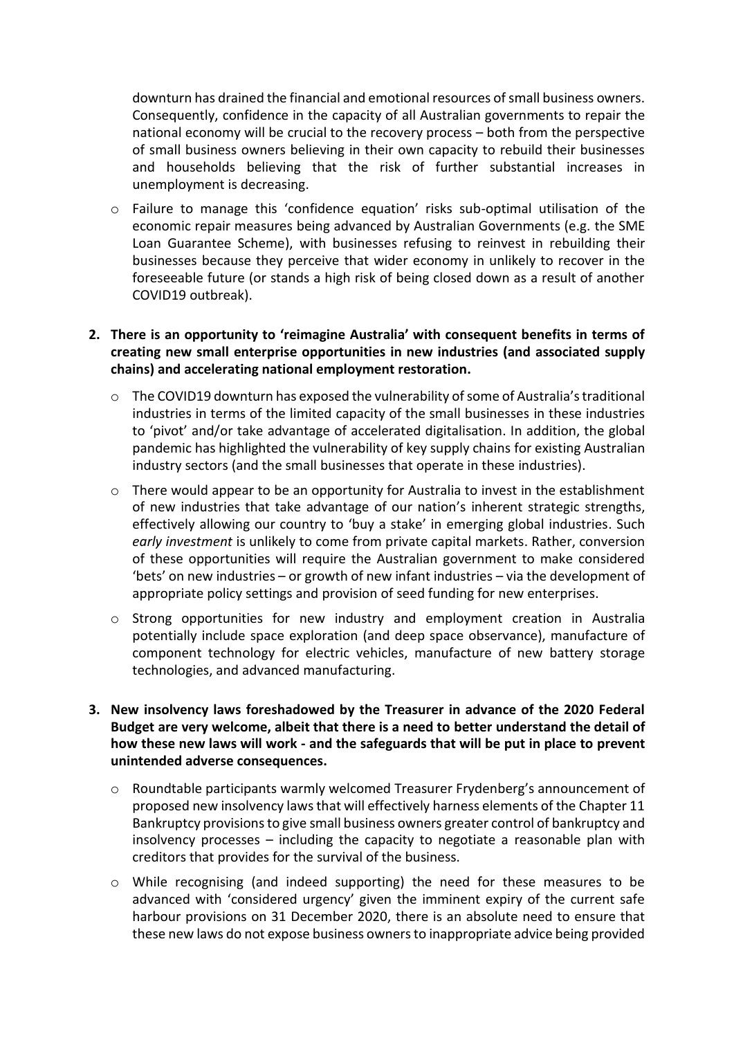downturn has drained the financial and emotional resources of small business owners. Consequently, confidence in the capacity of all Australian governments to repair the national economy will be crucial to the recovery process – both from the perspective of small business owners believing in their own capacity to rebuild their businesses and households believing that the risk of further substantial increases in unemployment is decreasing.

- Failure to manage this 'confidence equation' risks sub-optimal utilisation of the economic repair measures being advanced by Australian Governments (e.g. the SME Loan Guarantee Scheme), with businesses refusing to reinvest in rebuilding their businesses because they perceive that wider economy in unlikely to recover in the foreseeable future (or stands a high risk of being closed down as a result of another COVID19 outbreak).

2. **There is an opportunity to 'reimagine Australia' with consequent benefits in terms of creating new small enterprise opportunities in new industries (and associated supply chains) and accelerating national employment restoration.**

   - The COVID19 downturn has exposed the vulnerability of some of Australia's traditional industries in terms of the limited capacity of the small businesses in these industries to 'pivot' and/or take advantage of accelerated digitalisation. In addition, the global pandemic has highlighted the vulnerability of key supply chains for existing Australian industry sectors (and the small businesses that operate in these industries).
   - There would appear to be an opportunity for Australia to invest in the establishment of new industries that take advantage of our nation's inherent strategic strengths, effectively allowing our country to 'buy a stake' in emerging global industries. Such *early investment* is unlikely to come from private capital markets. Rather, conversion of these opportunities will require the Australian government to make considered 'bets' on new industries – or growth of new infant industries – via the development of appropriate policy settings and provision of seed funding for new enterprises.
   - Strong opportunities for new industry and employment creation in Australia potentially include space exploration (and deep space observance), manufacture of component technology for electric vehicles, manufacture of new battery storage technologies, and advanced manufacturing.

3. **New insolvency laws foreshadowed by the Treasurer in advance of the 2020 Federal Budget are very welcome, albeit that there is a need to better understand the detail of how these new laws will work - and the safeguards that will be put in place to prevent unintended adverse consequences.**

   - Roundtable participants warmly welcomed Treasurer Frydenberg's announcement of proposed new insolvency laws that will effectively harness elements of the Chapter 11 Bankruptcy provisions to give small business owners greater control of bankruptcy and insolvency processes – including the capacity to negotiate a reasonable plan with creditors that provides for the survival of the business.
   - While recognising (and indeed supporting) the need for these measures to be advanced with 'considered urgency' given the imminent expiry of the current safe harbour provisions on 31 December 2020, there is an absolute need to ensure that these new laws do not expose business owners to inappropriate advice being provided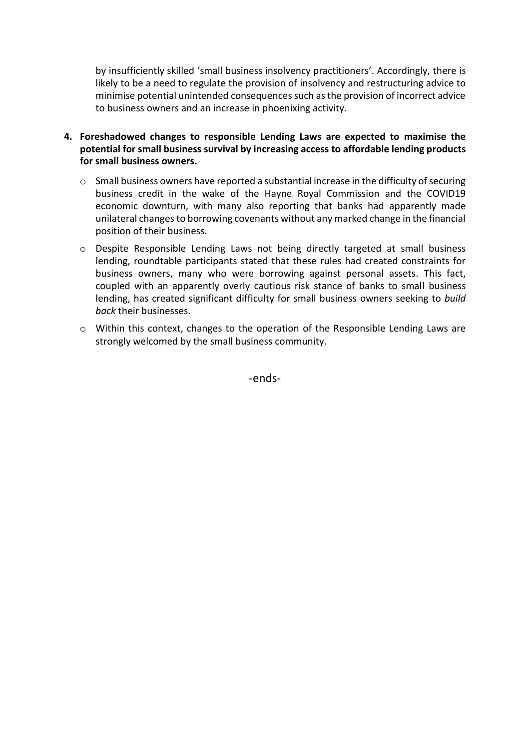by insufficiently skilled 'small business insolvency practitioners'. Accordingly, there is likely to be a need to regulate the provision of insolvency and restructuring advice to minimise potential unintended consequences such as the provision of incorrect advice to business owners and an increase in phoenixing activity.

4. **Foreshadowed changes to responsible Lending Laws are expected to maximise the potential for small business survival by increasing access to affordable lending products for small business owners.**

   - Small business owners have reported a substantial increase in the difficulty of securing business credit in the wake of the Hayne Royal Commission and the COVID19 economic downturn, with many also reporting that banks had apparently made unilateral changes to borrowing covenants without any marked change in the financial position of their business.
   - Despite Responsible Lending Laws not being directly targeted at small business lending, roundtable participants stated that these rules had created constraints for business owners, many who were borrowing against personal assets. This fact, coupled with an apparently overly cautious risk stance of banks to small business lending, has created significant difficulty for small business owners seeking to *build back* their businesses.
   - Within this context, changes to the operation of the Responsible Lending Laws are strongly welcomed by the small business community.

-ends-